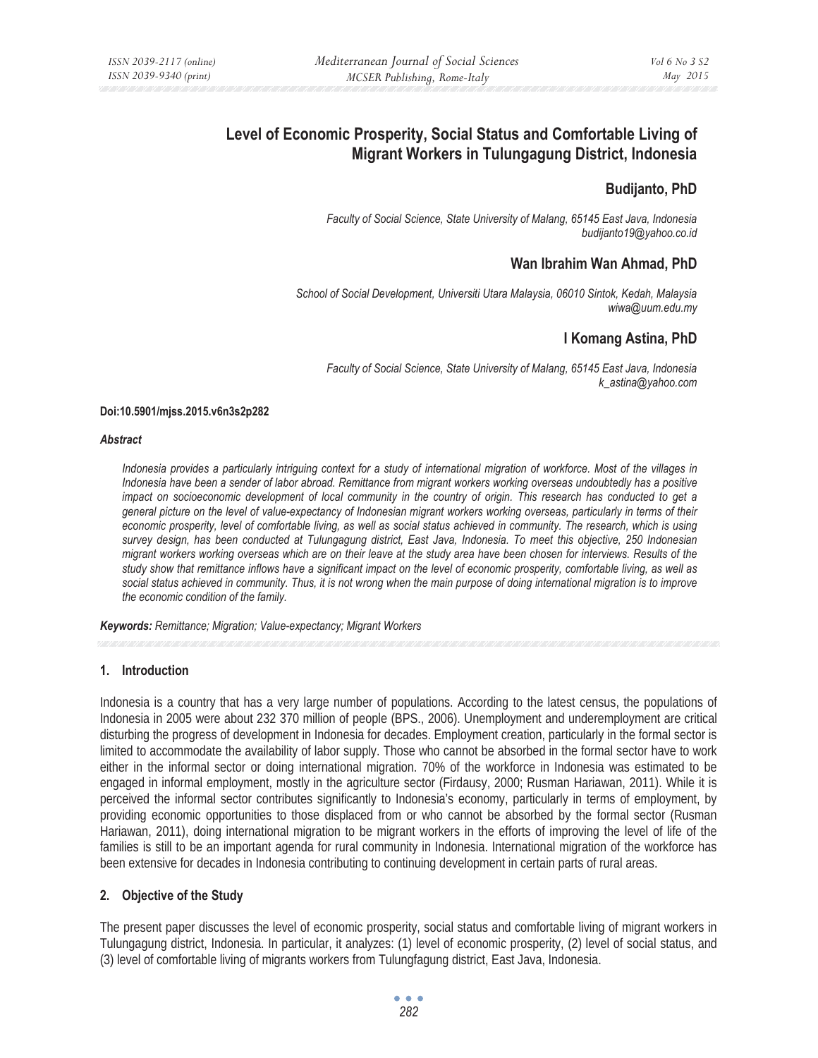# Level of Economic Prosperity, Social Status and Comfortable Living of Migrant Workers in Tulungagung District, Indonesia

## Budijanto, PhD

*Faculty of Social Science, State University of Malang, 65145 East Java, Indonesia*
*budijanto19@yahoo.co.id*

## Wan Ibrahim Wan Ahmad, PhD

*School of Social Development, Universiti Utara Malaysia, 06010 Sintok, Kedah, Malaysia*
*wiwa@uum.edu.my*

## I Komang Astina, PhD

*Faculty of Social Science, State University of Malang, 65145 East Java, Indonesia*
*k_astina@yahoo.com*

**Doi:10.5901/mjss.2015.v6n3s2p282**

***Abstract***

*Indonesia provides a particularly intriguing context for a study of international migration of workforce. Most of the villages in Indonesia have been a sender of labor abroad. Remittance from migrant workers working overseas undoubtedly has a positive impact on socioeconomic development of local community in the country of origin. This research has conducted to get a general picture on the level of value-expectancy of Indonesian migrant workers working overseas, particularly in terms of their economic prosperity, level of comfortable living, as well as social status achieved in community. The research, which is using survey design, has been conducted at Tulungagung district, East Java, Indonesia. To meet this objective, 250 Indonesian migrant workers working overseas which are on their leave at the study area have been chosen for interviews. Results of the study show that remittance inflows have a significant impact on the level of economic prosperity, comfortable living, as well as social status achieved in community. Thus, it is not wrong when the main purpose of doing international migration is to improve the economic condition of the family.*

***Keywords:*** *Remittance; Migration; Value-expectancy; Migrant Workers*

## 1. Introduction

Indonesia is a country that has a very large number of populations. According to the latest census, the populations of Indonesia in 2005 were about 232 370 million of people (BPS., 2006). Unemployment and underemployment are critical disturbing the progress of development in Indonesia for decades. Employment creation, particularly in the formal sector is limited to accommodate the availability of labor supply. Those who cannot be absorbed in the formal sector have to work either in the informal sector or doing international migration. 70% of the workforce in Indonesia was estimated to be engaged in informal employment, mostly in the agriculture sector (Firdausy, 2000; Rusman Hariawan, 2011). While it is perceived the informal sector contributes significantly to Indonesia's economy, particularly in terms of employment, by providing economic opportunities to those displaced from or who cannot be absorbed by the formal sector (Rusman Hariawan, 2011), doing international migration to be migrant workers in the efforts of improving the level of life of the families is still to be an important agenda for rural community in Indonesia. International migration of the workforce has been extensive for decades in Indonesia contributing to continuing development in certain parts of rural areas.

## 2. Objective of the Study

The present paper discusses the level of economic prosperity, social status and comfortable living of migrant workers in Tulungagung district, Indonesia. In particular, it analyzes: (1) level of economic prosperity, (2) level of social status, and (3) level of comfortable living of migrants workers from Tulungfagung district, East Java, Indonesia.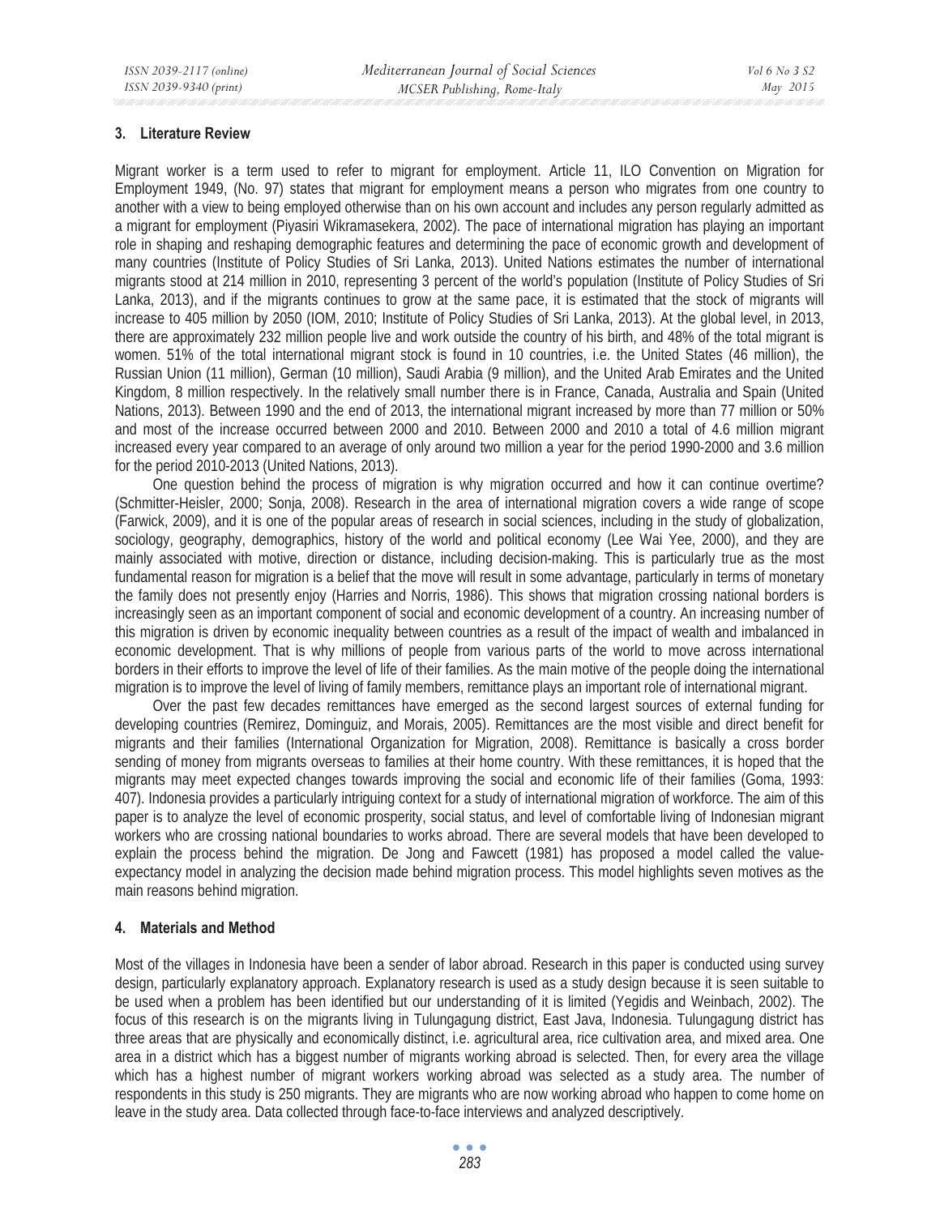## 3. Literature Review

Migrant worker is a term used to refer to migrant for employment. Article 11, ILO Convention on Migration for Employment 1949, (No. 97) states that migrant for employment means a person who migrates from one country to another with a view to being employed otherwise than on his own account and includes any person regularly admitted as a migrant for employment (Piyasiri Wikramasekera, 2002). The pace of international migration has playing an important role in shaping and reshaping demographic features and determining the pace of economic growth and development of many countries (Institute of Policy Studies of Sri Lanka, 2013). United Nations estimates the number of international migrants stood at 214 million in 2010, representing 3 percent of the world's population (Institute of Policy Studies of Sri Lanka, 2013), and if the migrants continues to grow at the same pace, it is estimated that the stock of migrants will increase to 405 million by 2050 (IOM, 2010; Institute of Policy Studies of Sri Lanka, 2013). At the global level, in 2013, there are approximately 232 million people live and work outside the country of his birth, and 48% of the total migrant is women. 51% of the total international migrant stock is found in 10 countries, i.e. the United States (46 million), the Russian Union (11 million), German (10 million), Saudi Arabia (9 million), and the United Arab Emirates and the United Kingdom, 8 million respectively. In the relatively small number there is in France, Canada, Australia and Spain (United Nations, 2013). Between 1990 and the end of 2013, the international migrant increased by more than 77 million or 50% and most of the increase occurred between 2000 and 2010. Between 2000 and 2010 a total of 4.6 million migrant increased every year compared to an average of only around two million a year for the period 1990-2000 and 3.6 million for the period 2010-2013 (United Nations, 2013).

One question behind the process of migration is why migration occurred and how it can continue overtime? (Schmitter-Heisler, 2000; Sonja, 2008). Research in the area of international migration covers a wide range of scope (Farwick, 2009), and it is one of the popular areas of research in social sciences, including in the study of globalization, sociology, geography, demographics, history of the world and political economy (Lee Wai Yee, 2000), and they are mainly associated with motive, direction or distance, including decision-making. This is particularly true as the most fundamental reason for migration is a belief that the move will result in some advantage, particularly in terms of monetary the family does not presently enjoy (Harries and Norris, 1986). This shows that migration crossing national borders is increasingly seen as an important component of social and economic development of a country. An increasing number of this migration is driven by economic inequality between countries as a result of the impact of wealth and imbalanced in economic development. That is why millions of people from various parts of the world to move across international borders in their efforts to improve the level of life of their families. As the main motive of the people doing the international migration is to improve the level of living of family members, remittance plays an important role of international migrant.

Over the past few decades remittances have emerged as the second largest sources of external funding for developing countries (Remirez, Dominguiz, and Morais, 2005). Remittances are the most visible and direct benefit for migrants and their families (International Organization for Migration, 2008). Remittance is basically a cross border sending of money from migrants overseas to families at their home country. With these remittances, it is hoped that the migrants may meet expected changes towards improving the social and economic life of their families (Goma, 1993: 407). Indonesia provides a particularly intriguing context for a study of international migration of workforce. The aim of this paper is to analyze the level of economic prosperity, social status, and level of comfortable living of Indonesian migrant workers who are crossing national boundaries to works abroad. There are several models that have been developed to explain the process behind the migration. De Jong and Fawcett (1981) has proposed a model called the value-expectancy model in analyzing the decision made behind migration process. This model highlights seven motives as the main reasons behind migration.

## 4. Materials and Method

Most of the villages in Indonesia have been a sender of labor abroad. Research in this paper is conducted using survey design, particularly explanatory approach. Explanatory research is used as a study design because it is seen suitable to be used when a problem has been identified but our understanding of it is limited (Yegidis and Weinbach, 2002). The focus of this research is on the migrants living in Tulungagung district, East Java, Indonesia. Tulungagung district has three areas that are physically and economically distinct, i.e. agricultural area, rice cultivation area, and mixed area. One area in a district which has a biggest number of migrants working abroad is selected. Then, for every area the village which has a highest number of migrant workers working abroad was selected as a study area. The number of respondents in this study is 250 migrants. They are migrants who are now working abroad who happen to come home on leave in the study area. Data collected through face-to-face interviews and analyzed descriptively.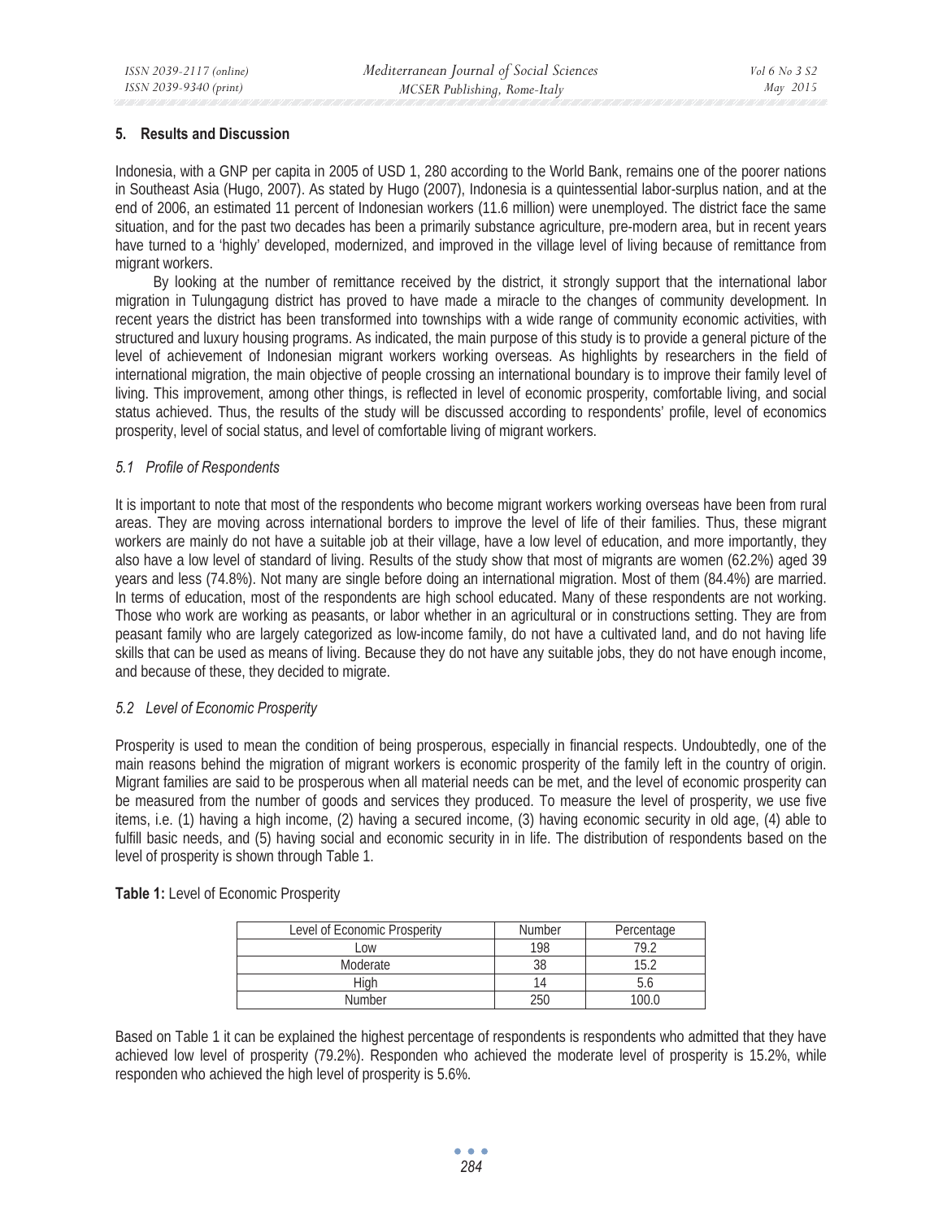## 5. Results and Discussion

Indonesia, with a GNP per capita in 2005 of USD 1, 280 according to the World Bank, remains one of the poorer nations in Southeast Asia (Hugo, 2007). As stated by Hugo (2007), Indonesia is a quintessential labor-surplus nation, and at the end of 2006, an estimated 11 percent of Indonesian workers (11.6 million) were unemployed. The district face the same situation, and for the past two decades has been a primarily substance agriculture, pre-modern area, but in recent years have turned to a 'highly' developed, modernized, and improved in the village level of living because of remittance from migrant workers.

By looking at the number of remittance received by the district, it strongly support that the international labor migration in Tulungagung district has proved to have made a miracle to the changes of community development. In recent years the district has been transformed into townships with a wide range of community economic activities, with structured and luxury housing programs. As indicated, the main purpose of this study is to provide a general picture of the level of achievement of Indonesian migrant workers working overseas. As highlights by researchers in the field of international migration, the main objective of people crossing an international boundary is to improve their family level of living. This improvement, among other things, is reflected in level of economic prosperity, comfortable living, and social status achieved. Thus, the results of the study will be discussed according to respondents' profile, level of economics prosperity, level of social status, and level of comfortable living of migrant workers.

### *5.1 Profile of Respondents*

It is important to note that most of the respondents who become migrant workers working overseas have been from rural areas. They are moving across international borders to improve the level of life of their families. Thus, these migrant workers are mainly do not have a suitable job at their village, have a low level of education, and more importantly, they also have a low level of standard of living. Results of the study show that most of migrants are women (62.2%) aged 39 years and less (74.8%). Not many are single before doing an international migration. Most of them (84.4%) are married. In terms of education, most of the respondents are high school educated. Many of these respondents are not working. Those who work are working as peasants, or labor whether in an agricultural or in constructions setting. They are from peasant family who are largely categorized as low-income family, do not have a cultivated land, and do not having life skills that can be used as means of living. Because they do not have any suitable jobs, they do not have enough income, and because of these, they decided to migrate.

### *5.2 Level of Economic Prosperity*

Prosperity is used to mean the condition of being prosperous, especially in financial respects. Undoubtedly, one of the main reasons behind the migration of migrant workers is economic prosperity of the family left in the country of origin. Migrant families are said to be prosperous when all material needs can be met, and the level of economic prosperity can be measured from the number of goods and services they produced. To measure the level of prosperity, we use five items, i.e. (1) having a high income, (2) having a secured income, (3) having economic security in old age, (4) able to fulfill basic needs, and (5) having social and economic security in in life. The distribution of respondents based on the level of prosperity is shown through Table 1.

**Table 1:** Level of Economic Prosperity

| Level of Economic Prosperity | Number | Percentage |
|---|---|---|
| Low | 198 | 79.2 |
| Moderate | 38 | 15.2 |
| High | 14 | 5.6 |
| Number | 250 | 100.0 |

Based on Table 1 it can be explained the highest percentage of respondents is respondents who admitted that they have achieved low level of prosperity (79.2%). Responden who achieved the moderate level of prosperity is 15.2%, while responden who achieved the high level of prosperity is 5.6%.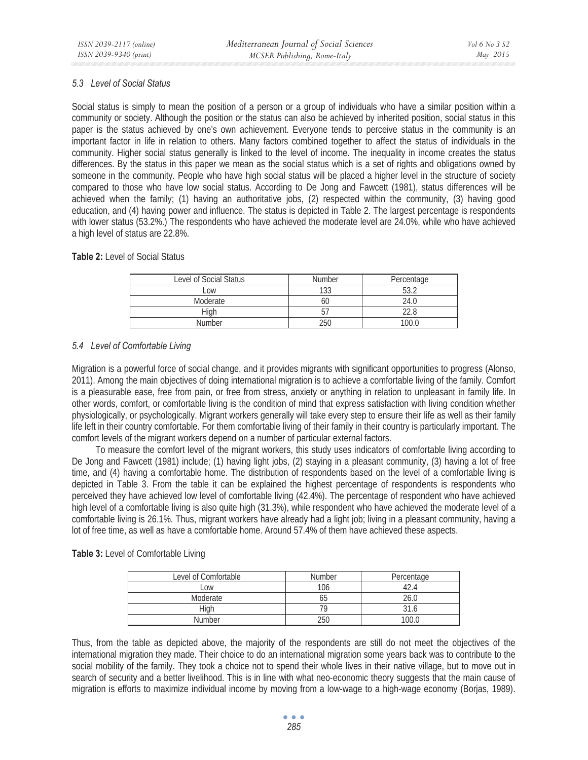### 5.3 Level of Social Status

Social status is simply to mean the position of a person or a group of individuals who have a similar position within a community or society. Although the position or the status can also be achieved by inherited position, social status in this paper is the status achieved by one's own achievement. Everyone tends to perceive status in the community is an important factor in life in relation to others. Many factors combined together to affect the status of individuals in the community. Higher social status generally is linked to the level of income. The inequality in income creates the status differences. By the status in this paper we mean as the social status which is a set of rights and obligations owned by someone in the community. People who have high social status will be placed a higher level in the structure of society compared to those who have low social status. According to De Jong and Fawcett (1981), status differences will be achieved when the family; (1) having an authoritative jobs, (2) respected within the community, (3) having good education, and (4) having power and influence. The status is depicted in Table 2. The largest percentage is respondents with lower status (53.2%.) The respondents who have achieved the moderate level are 24.0%, while who have achieved a high level of status are 22.8%.

**Table 2:** Level of Social Status

| Level of Social Status | Number | Percentage |
|---|---|---|
| Low | 133 | 53.2 |
| Moderate | 60 | 24.0 |
| High | 57 | 22.8 |
| Number | 250 | 100.0 |

### 5.4 Level of Comfortable Living

Migration is a powerful force of social change, and it provides migrants with significant opportunities to progress (Alonso, 2011). Among the main objectives of doing international migration is to achieve a comfortable living of the family. Comfort is a pleasurable ease, free from pain, or free from stress, anxiety or anything in relation to unpleasant in family life. In other words, comfort, or comfortable living is the condition of mind that express satisfaction with living condition whether physiologically, or psychologically. Migrant workers generally will take every step to ensure their life as well as their family life left in their country comfortable. For them comfortable living of their family in their country is particularly important. The comfort levels of the migrant workers depend on a number of particular external factors.

To measure the comfort level of the migrant workers, this study uses indicators of comfortable living according to De Jong and Fawcett (1981) include; (1) having light jobs, (2) staying in a pleasant community, (3) having a lot of free time, and (4) having a comfortable home. The distribution of respondents based on the level of a comfortable living is depicted in Table 3. From the table it can be explained the highest percentage of respondents is respondents who perceived they have achieved low level of comfortable living (42.4%). The percentage of respondent who have achieved high level of a comfortable living is also quite high (31.3%), while respondent who have achieved the moderate level of a comfortable living is 26.1%. Thus, migrant workers have already had a light job; living in a pleasant community, having a lot of free time, as well as have a comfortable home. Around 57.4% of them have achieved these aspects.

**Table 3:** Level of Comfortable Living

| Level of Comfortable | Number | Percentage |
|---|---|---|
| Low | 106 | 42.4 |
| Moderate | 65 | 26.0 |
| High | 79 | 31.6 |
| Number | 250 | 100.0 |

Thus, from the table as depicted above, the majority of the respondents are still do not meet the objectives of the international migration they made. Their choice to do an international migration some years back was to contribute to the social mobility of the family. They took a choice not to spend their whole lives in their native village, but to move out in search of security and a better livelihood. This is in line with what neo-economic theory suggests that the main cause of migration is efforts to maximize individual income by moving from a low-wage to a high-wage economy (Borjas, 1989).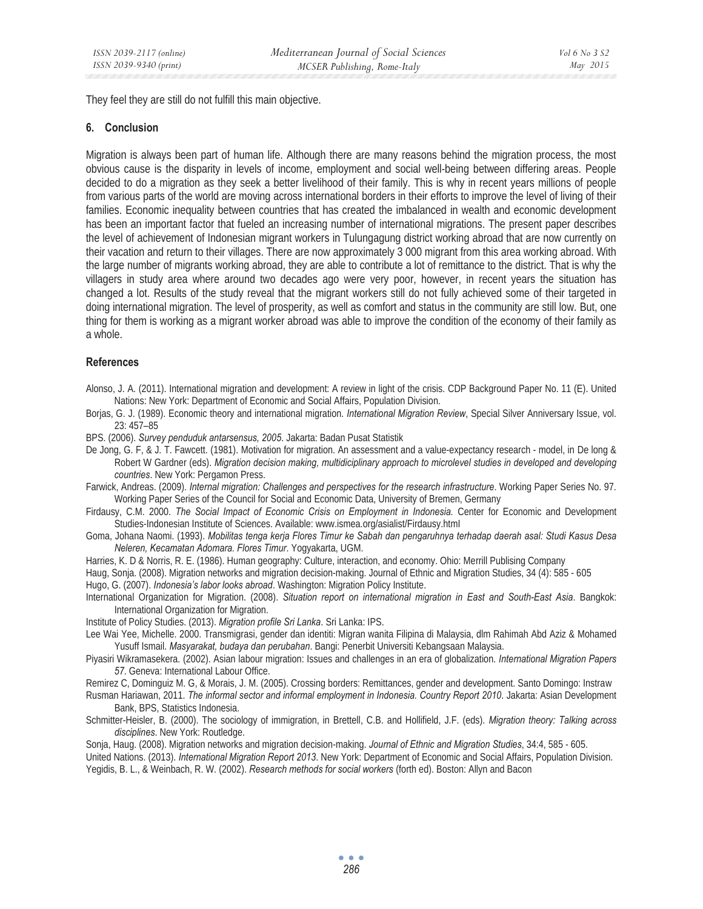They feel they are still do not fulfill this main objective.

## 6. Conclusion

Migration is always been part of human life. Although there are many reasons behind the migration process, the most obvious cause is the disparity in levels of income, employment and social well-being between differing areas. People decided to do a migration as they seek a better livelihood of their family. This is why in recent years millions of people from various parts of the world are moving across international borders in their efforts to improve the level of living of their families. Economic inequality between countries that has created the imbalanced in wealth and economic development has been an important factor that fueled an increasing number of international migrations. The present paper describes the level of achievement of Indonesian migrant workers in Tulungagung district working abroad that are now currently on their vacation and return to their villages. There are now approximately 3 000 migrant from this area working abroad. With the large number of migrants working abroad, they are able to contribute a lot of remittance to the district. That is why the villagers in study area where around two decades ago were very poor, however, in recent years the situation has changed a lot. Results of the study reveal that the migrant workers still do not fully achieved some of their targeted in doing international migration. The level of prosperity, as well as comfort and status in the community are still low. But, one thing for them is working as a migrant worker abroad was able to improve the condition of the economy of their family as a whole.

## References

Alonso, J. A. (2011). International migration and development: A review in light of the crisis. CDP Background Paper No. 11 (E). United Nations: New York: Department of Economic and Social Affairs, Population Division.

Borjas, G. J. (1989). Economic theory and international migration. *International Migration Review*, Special Silver Anniversary Issue, vol. 23: 457–85

BPS. (2006). *Survey penduduk antarsensus, 2005*. Jakarta: Badan Pusat Statistik

De Jong, G. F, & J. T. Fawcett. (1981). Motivation for migration. An assessment and a value-expectancy research - model, in De long & Robert W Gardner (eds). *Migration decision making, multidiciplinary approach to microlevel studies in developed and developing countries*. New York: Pergamon Press.

Farwick, Andreas. (2009). *Internal migration: Challenges and perspectives for the research infrastructure*. Working Paper Series No. 97. Working Paper Series of the Council for Social and Economic Data, University of Bremen, Germany

Firdausy, C.M. 2000. *The Social Impact of Economic Crisis on Employment in Indonesia.* Center for Economic and Development Studies-Indonesian Institute of Sciences. Available: www.ismea.org/asialist/Firdausy.html

Goma, Johana Naomi. (1993). *Mobilitas tenga kerja Flores Timur ke Sabah dan pengaruhnya terhadap daerah asal: Studi Kasus Desa Neleren, Kecamatan Adomara. Flores Timur*. Yogyakarta, UGM.

Harries, K. D & Norris, R. E. (1986). Human geography: Culture, interaction, and economy. Ohio: Merrill Publising Company

Haug, Sonja. (2008). Migration networks and migration decision-making. Journal of Ethnic and Migration Studies, 34 (4): 585 - 605

Hugo, G. (2007). *Indonesia's labor looks abroad*. Washington: Migration Policy Institute.

International Organization for Migration. (2008). *Situation report on international migration in East and South-East Asia*. Bangkok: International Organization for Migration.

Institute of Policy Studies. (2013). *Migration profile Sri Lanka*. Sri Lanka: IPS.

Lee Wai Yee, Michelle. 2000. Transmigrasi, gender dan identiti: Migran wanita Filipina di Malaysia, dlm Rahimah Abd Aziz & Mohamed Yusuff Ismail. *Masyarakat, budaya dan perubahan*. Bangi: Penerbit Universiti Kebangsaan Malaysia.

Piyasiri Wikramasekera. (2002). Asian labour migration: Issues and challenges in an era of globalization. *International Migration Papers 57*. Geneva: International Labour Office.

Remirez C, Dominguiz M. G, & Morais, J. M. (2005). Crossing borders: Remittances, gender and development. Santo Domingo: Instraw

Rusman Hariawan, 2011. *The informal sector and informal employment in Indonesia. Country Report 2010*. Jakarta: Asian Development Bank, BPS, Statistics Indonesia.

Schmitter-Heisler, B. (2000). The sociology of immigration, in Brettell, C.B. and Hollifield, J.F. (eds). *Migration theory: Talking across disciplines*. New York: Routledge.

Sonja, Haug. (2008). Migration networks and migration decision-making. *Journal of Ethnic and Migration Studies*, 34:4, 585 - 605.

United Nations. (2013). *International Migration Report 2013*. New York: Department of Economic and Social Affairs, Population Division.

Yegidis, B. L., & Weinbach, R. W. (2002). *Research methods for social workers* (forth ed). Boston: Allyn and Bacon